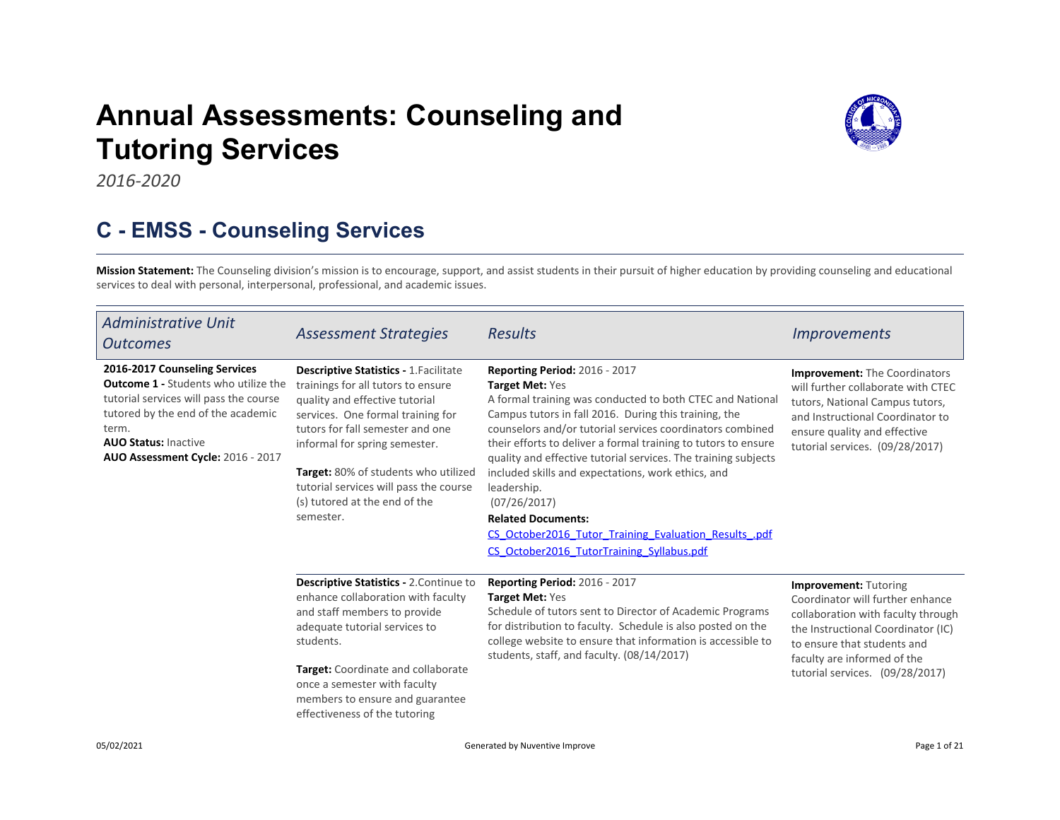# Annual Assessments: Counseling and Tutoring Services

*2016-2020*

## C - EMSS - Counseling Services

**Mission Statement:** The Counseling division's mission is to encourage, support, and assist students in their pursuit of higher education by providing counseling and educational services to deal with personal, interpersonal, professional, and academic issues.

| *Administrative Unit Outcomes* | *Assessment Strategies* | *Results* | *Improvements* |
|---|---|---|---|
| **2016-2017 Counseling Services Outcome 1 -** Students who utilize the tutorial services will pass the course tutored by the end of the academic term.<br>**AUO Status:** Inactive<br>**AUO Assessment Cycle:** 2016 - 2017 | **Descriptive Statistics -** 1.Facilitate trainings for all tutors to ensure quality and effective tutorial services. One formal training for tutors for fall semester and one informal for spring semester.<br><br>**Target:** 80% of students who utilized tutorial services will pass the course (s) tutored at the end of the semester. | **Reporting Period:** 2016 - 2017<br>**Target Met:** Yes<br>A formal training was conducted to both CTEC and National Campus tutors in fall 2016. During this training, the counselors and/or tutorial services coordinators combined their efforts to deliver a formal training to tutors to ensure quality and effective tutorial services. The training subjects included skills and expectations, work ethics, and leadership.<br>(07/26/2017)<br>**Related Documents:**<br>CS_October2016_Tutor_Training_Evaluation_Results_.pdf<br>CS_October2016_TutorTraining_Syllabus.pdf | **Improvement:** The Coordinators will further collaborate with CTEC tutors, National Campus tutors, and Instructional Coordinator to ensure quality and effective tutorial services. (09/28/2017) |
| | **Descriptive Statistics -** 2.Continue to enhance collaboration with faculty and staff members to provide adequate tutorial services to students.<br><br>**Target:** Coordinate and collaborate once a semester with faculty members to ensure and guarantee effectiveness of the tutoring | **Reporting Period:** 2016 - 2017<br>**Target Met:** Yes<br>Schedule of tutors sent to Director of Academic Programs for distribution to faculty. Schedule is also posted on the college website to ensure that information is accessible to students, staff, and faculty. (08/14/2017) | **Improvement:** Tutoring Coordinator will further enhance collaboration with faculty through the Instructional Coordinator (IC) to ensure that students and faculty are informed of the tutorial services. (09/28/2017) |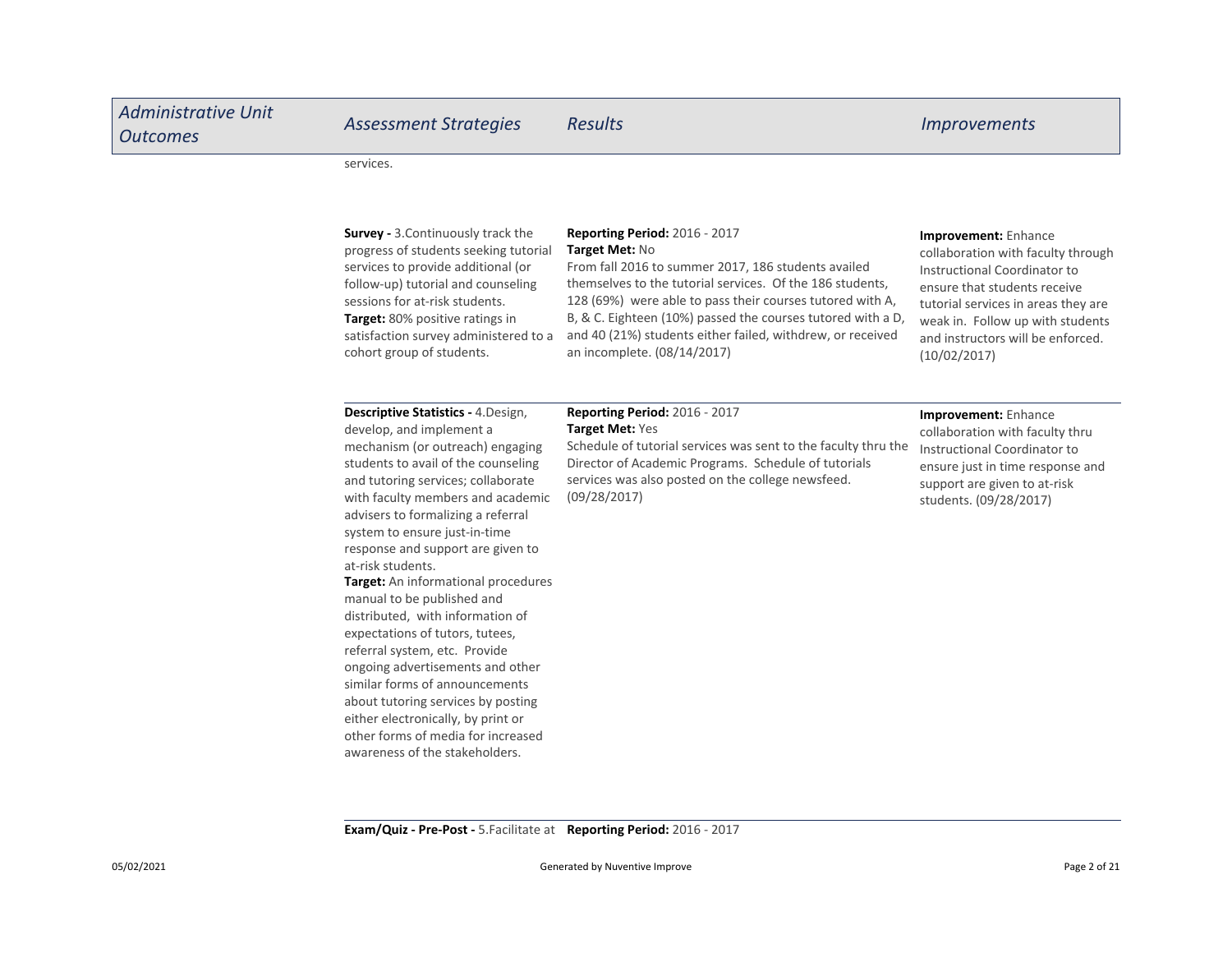| Administrative Unit Outcomes | Assessment Strategies | Results | Improvements |
| --- | --- | --- | --- |
| | services. | | |
| | **Survey -** 3.Continuously track the progress of students seeking tutorial services to provide additional (or follow-up) tutorial and counseling sessions for at-risk students.<br>**Target:** 80% positive ratings in satisfaction survey administered to a cohort group of students. | **Reporting Period:** 2016 - 2017<br>**Target Met:** No<br>From fall 2016 to summer 2017, 186 students availed themselves to the tutorial services. Of the 186 students, 128 (69%) were able to pass their courses tutored with A, B, & C. Eighteen (10%) passed the courses tutored with a D, and 40 (21%) students either failed, withdrew, or received an incomplete. (08/14/2017) | **Improvement:** Enhance collaboration with faculty through Instructional Coordinator to ensure that students receive tutorial services in areas they are weak in. Follow up with students and instructors will be enforced. (10/02/2017) |
| | **Descriptive Statistics -** 4.Design, develop, and implement a mechanism (or outreach) engaging students to avail of the counseling and tutoring services; collaborate with faculty members and academic advisers to formalizing a referral system to ensure just-in-time response and support are given to at-risk students.<br>**Target:** An informational procedures manual to be published and distributed, with information of expectations of tutors, tutees, referral system, etc. Provide ongoing advertisements and other similar forms of announcements about tutoring services by posting either electronically, by print or other forms of media for increased awareness of the stakeholders. | **Reporting Period:** 2016 - 2017<br>**Target Met:** Yes<br>Schedule of tutorial services was sent to the faculty thru the Director of Academic Programs. Schedule of tutorials services was also posted on the college newsfeed. (09/28/2017) | **Improvement:** Enhance collaboration with faculty thru Instructional Coordinator to ensure just in time response and support are given to at-risk students. (09/28/2017) |
| | **Exam/Quiz - Pre-Post -** 5.Facilitate at | **Reporting Period:** 2016 - 2017 | |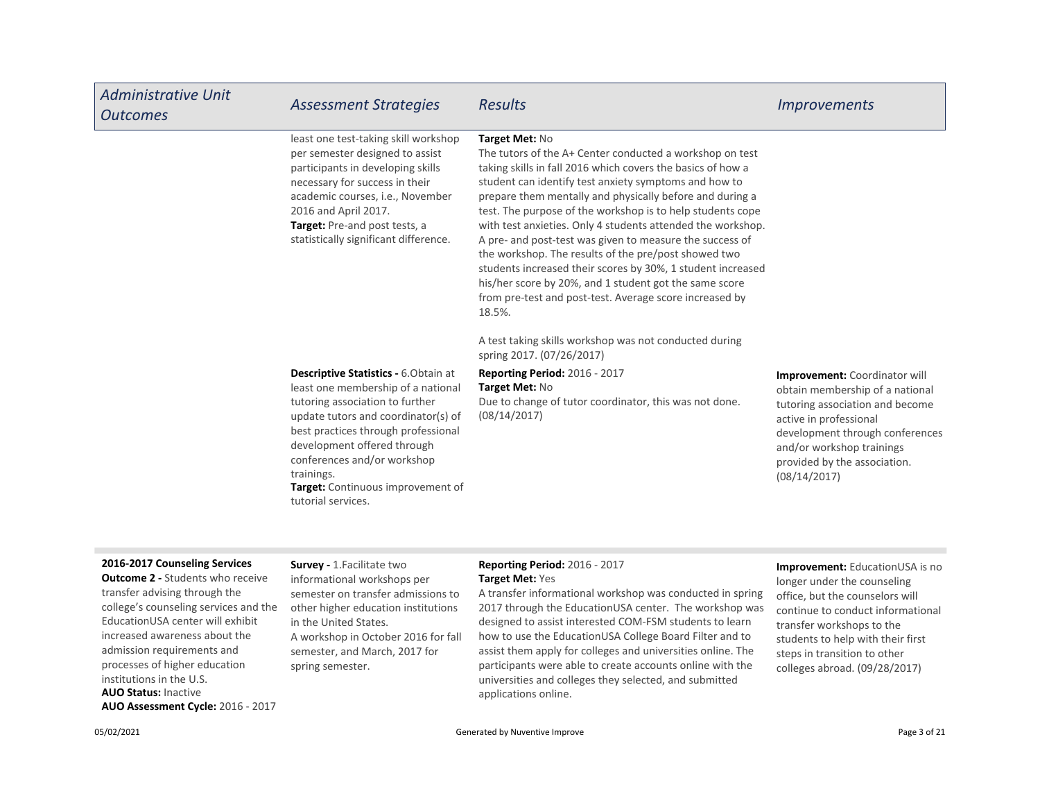| Administrative Unit Outcomes | Assessment Strategies | Results | Improvements |
|---|---|---|---|
| | least one test-taking skill workshop per semester designed to assist participants in developing skills necessary for success in their academic courses, i.e., November 2016 and April 2017.<br>**Target:** Pre-and post tests, a statistically significant difference. | **Target Met:** No<br>The tutors of the A+ Center conducted a workshop on test taking skills in fall 2016 which covers the basics of how a student can identify test anxiety symptoms and how to prepare them mentally and physically before and during a test. The purpose of the workshop is to help students cope with test anxieties. Only 4 students attended the workshop. A pre- and post-test was given to measure the success of the workshop. The results of the pre/post showed two students increased their scores by 30%, 1 student increased his/her score by 20%, and 1 student got the same score from pre-test and post-test. Average score increased by 18.5%.<br><br>A test taking skills workshop was not conducted during spring 2017. (07/26/2017) | |
| | **Descriptive Statistics -** 6.Obtain at least one membership of a national tutoring association to further update tutors and coordinator(s) of best practices through professional development offered through conferences and/or workshop trainings.<br>**Target:** Continuous improvement of tutorial services. | **Reporting Period:** 2016 - 2017<br>**Target Met:** No<br>Due to change of tutor coordinator, this was not done. (08/14/2017) | **Improvement:** Coordinator will obtain membership of a national tutoring association and become active in professional development through conferences and/or workshop trainings provided by the association. (08/14/2017) |
| **2016-2017 Counseling Services**<br>**Outcome 2 -** Students who receive transfer advising through the college's counseling services and the EducationUSA center will exhibit increased awareness about the admission requirements and processes of higher education institutions in the U.S.<br>**AUO Status:** Inactive<br>**AUO Assessment Cycle:** 2016 - 2017 | **Survey -** 1.Facilitate two informational workshops per semester on transfer admissions to other higher education institutions in the United States.<br>A workshop in October 2016 for fall semester, and March, 2017 for spring semester. | **Reporting Period:** 2016 - 2017<br>**Target Met:** Yes<br>A transfer informational workshop was conducted in spring 2017 through the EducationUSA center. The workshop was designed to assist interested COM-FSM students to learn how to use the EducationUSA College Board Filter and to assist them apply for colleges and universities online. The participants were able to create accounts online with the universities and colleges they selected, and submitted applications online. | **Improvement:** EducationUSA is no longer under the counseling office, but the counselors will continue to conduct informational transfer workshops to the students to help with their first steps in transition to other colleges abroad. (09/28/2017) |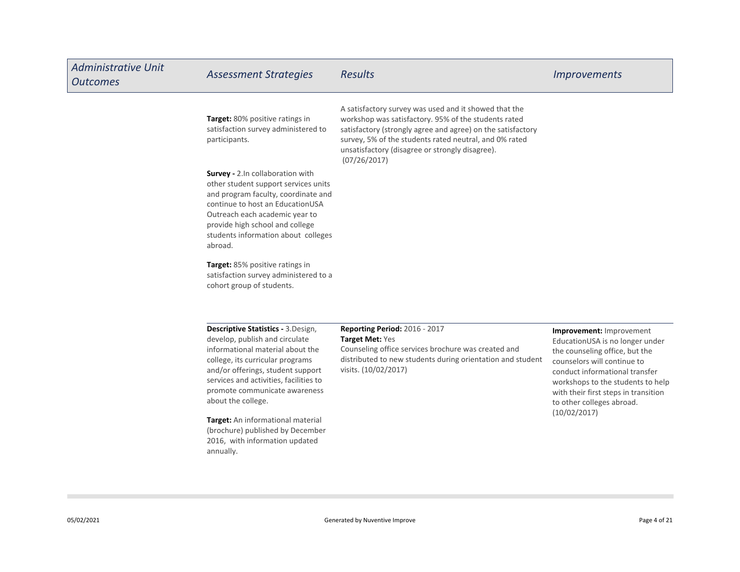| Administrative Unit Outcomes | Assessment Strategies | Results | Improvements |
|---|---|---|---|
| | **Target:** 80% positive ratings in satisfaction survey administered to participants. | A satisfactory survey was used and it showed that the workshop was satisfactory. 95% of the students rated satisfactory (strongly agree and agree) on the satisfactory survey, 5% of the students rated neutral, and 0% rated unsatisfactory (disagree or strongly disagree). (07/26/2017) | |
| | **Survey -** 2.In collaboration with other student support services units and program faculty, coordinate and continue to host an EducationUSA Outreach each academic year to provide high school and college students information about colleges abroad.<br><br>**Target:** 85% positive ratings in satisfaction survey administered to a cohort group of students. | | |
| | **Descriptive Statistics -** 3.Design, develop, publish and circulate informational material about the college, its curricular programs and/or offerings, student support services and activities, facilities to promote communicate awareness about the college.<br><br>**Target:** An informational material (brochure) published by December 2016, with information updated annually. | **Reporting Period:** 2016 - 2017<br>**Target Met:** Yes<br>Counseling office services brochure was created and distributed to new students during orientation and student visits. (10/02/2017) | **Improvement:** Improvement EducationUSA is no longer under the counseling office, but the counselors will continue to conduct informational transfer workshops to the students to help with their first steps in transition to other colleges abroad. (10/02/2017) |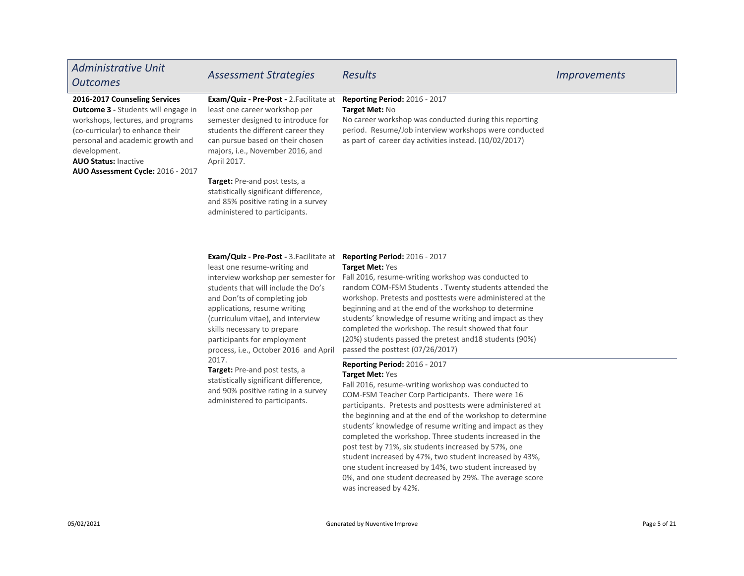| Administrative Unit Outcomes | Assessment Strategies | Results | Improvements |
|---|---|---|---|
| **2016-2017 Counseling Services** **Outcome 3 -** Students will engage in workshops, lectures, and programs (co-curricular) to enhance their personal and academic growth and development. **AUO Status:** Inactive **AUO Assessment Cycle:** 2016 - 2017 | **Exam/Quiz - Pre-Post -** 2.Facilitate at least one career workshop per semester designed to introduce for students the different career they can pursue based on their chosen majors, i.e., November 2016, and April 2017. **Target:** Pre-and post tests, a statistically significant difference, and 85% positive rating in a survey administered to participants. | **Reporting Period:** 2016 - 2017 **Target Met:** No No career workshop was conducted during this reporting period. Resume/Job interview workshops were conducted as part of career day activities instead. (10/02/2017) | |
| | **Exam/Quiz - Pre-Post -** 3.Facilitate at least one resume-writing and interview workshop per semester for students that will include the Do's and Don'ts of completing job applications, resume writing (curriculum vitae), and interview skills necessary to prepare participants for employment process, i.e., October 2016 and April 2017. **Target:** Pre-and post tests, a statistically significant difference, and 90% positive rating in a survey administered to participants. | **Reporting Period:** 2016 - 2017 **Target Met:** Yes Fall 2016, resume-writing workshop was conducted to random COM-FSM Students . Twenty students attended the workshop. Pretests and posttests were administered at the beginning and at the end of the workshop to determine students' knowledge of resume writing and impact as they completed the workshop. The result showed that four (20%) students passed the pretest and18 students (90%) passed the posttest (07/26/2017) | |
| | | **Reporting Period:** 2016 - 2017 **Target Met:** Yes Fall 2016, resume-writing workshop was conducted to COM-FSM Teacher Corp Participants. There were 16 participants. Pretests and posttests were administered at the beginning and at the end of the workshop to determine students' knowledge of resume writing and impact as they completed the workshop. Three students increased in the post test by 71%, six students increased by 57%, one student increased by 47%, two student increased by 43%, one student increased by 14%, two student increased by 0%, and one student decreased by 29%. The average score was increased by 42%. | |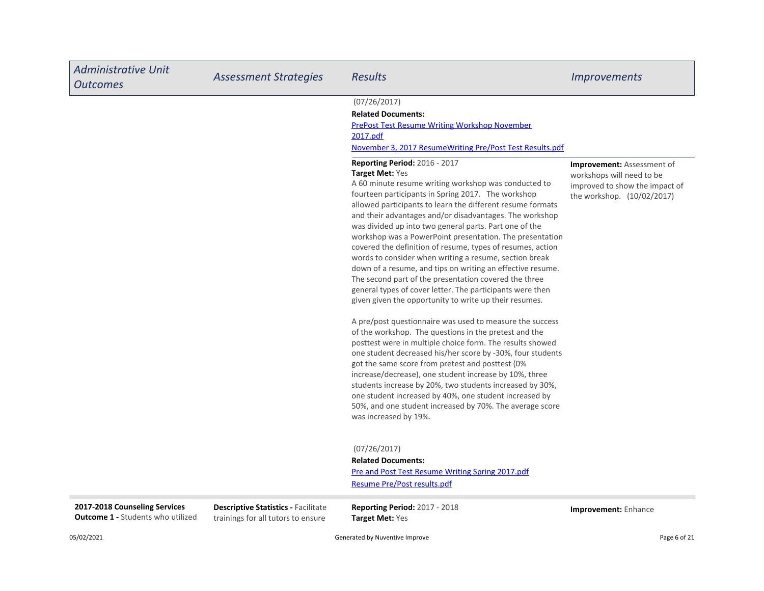| Administrative Unit Outcomes | Assessment Strategies | Results | Improvements |
|---|---|---|---|
| | | (07/26/2017)<br>**Related Documents:**<br>PrePost Test Resume Writing Workshop November 2017.pdf<br>November 3, 2017 ResumeWriting Pre/Post Test Results.pdf | |
| | | **Reporting Period:** 2016 - 2017<br>**Target Met:** Yes<br>A 60 minute resume writing workshop was conducted to fourteen participants in Spring 2017. The workshop allowed participants to learn the different resume formats and their advantages and/or disadvantages. The workshop was divided up into two general parts. Part one of the workshop was a PowerPoint presentation. The presentation covered the definition of resume, types of resumes, action words to consider when writing a resume, section break down of a resume, and tips on writing an effective resume. The second part of the presentation covered the three general types of cover letter. The participants were then given given the opportunity to write up their resumes.<br><br>A pre/post questionnaire was used to measure the success of the workshop. The questions in the pretest and the posttest were in multiple choice form. The results showed one student decreased his/her score by -30%, four students got the same score from pretest and posttest (0% increase/decrease), one student increase by 10%, three students increase by 20%, two students increased by 30%, one student increased by 40%, one student increased by 50%, and one student increased by 70%. The average score was increased by 19%.<br><br>(07/26/2017)<br>**Related Documents:**<br>Pre and Post Test Resume Writing Spring 2017.pdf<br>Resume Pre/Post results.pdf | **Improvement:** Assessment of workshops will need to be improved to show the impact of the workshop. (10/02/2017) |
| **2017-2018 Counseling Services Outcome 1 -** Students who utilized | **Descriptive Statistics -** Facilitate trainings for all tutors to ensure | **Reporting Period:** 2017 - 2018<br>**Target Met:** Yes | **Improvement:** Enhance |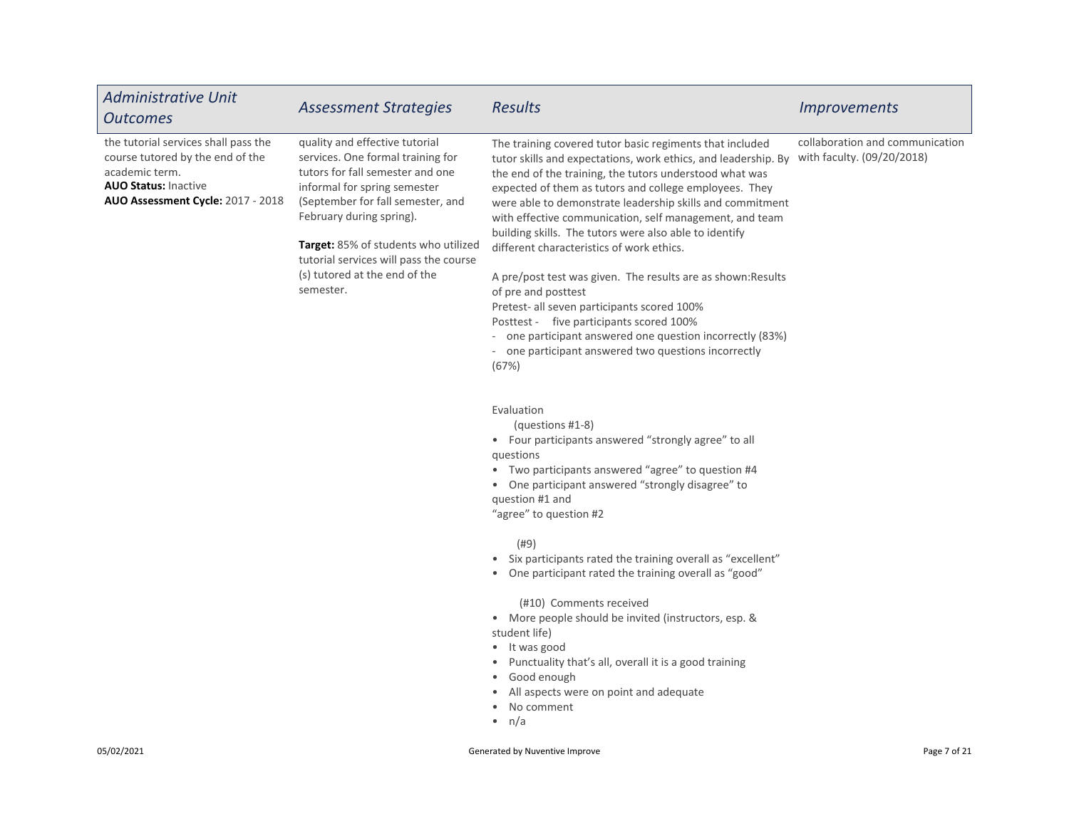| Administrative Unit Outcomes | Assessment Strategies | Results | Improvements |
|---|---|---|---|
| the tutorial services shall pass the course tutored by the end of the academic term.<br>**AUO Status:** Inactive<br>**AUO Assessment Cycle:** 2017 - 2018 | quality and effective tutorial services. One formal training for tutors for fall semester and one informal for spring semester (September for fall semester, and February during spring).<br><br>**Target:** 85% of students who utilized tutorial services will pass the course (s) tutored at the end of the semester. | The training covered tutor basic regiments that included tutor skills and expectations, work ethics, and leadership. By the end of the training, the tutors understood what was expected of them as tutors and college employees. They were able to demonstrate leadership skills and commitment with effective communication, self management, and team building skills. The tutors were also able to identify different characteristics of work ethics.<br><br>A pre/post test was given. The results are as shown:Results of pre and posttest<br>Pretest- all seven participants scored 100%<br>Posttest - five participants scored 100%<br>- one participant answered one question incorrectly (83%)<br>- one participant answered two questions incorrectly (67%)<br><br>Evaluation<br>(questions #1-8)<br>• Four participants answered "strongly agree" to all questions<br>• Two participants answered "agree" to question #4<br>• One participant answered "strongly disagree" to question #1 and "agree" to question #2<br><br>(#9)<br>• Six participants rated the training overall as "excellent"<br>• One participant rated the training overall as "good"<br><br>(#10) Comments received<br>• More people should be invited (instructors, esp. & student life)<br>• It was good<br>• Punctuality that's all, overall it is a good training<br>• Good enough<br>• All aspects were on point and adequate<br>• No comment<br>• n/a | collaboration and communication with faculty. (09/20/2018) |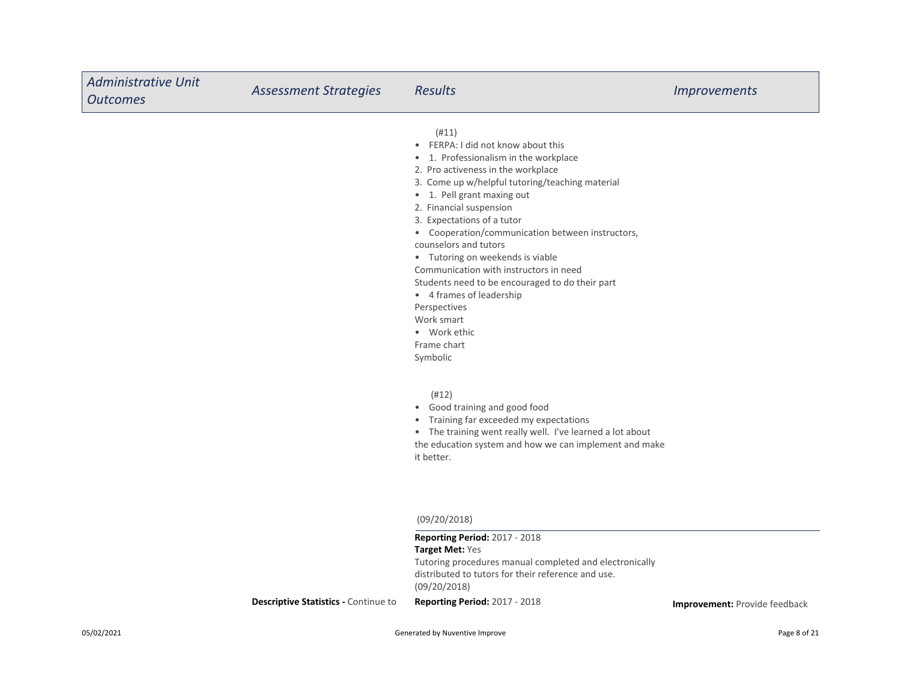| Administrative Unit Outcomes | Assessment Strategies | Results | Improvements |
|---|---|---|---|
| | | (#11)<br>• FERPA: I did not know about this<br>• 1. Professionalism in the workplace<br>2. Pro activeness in the workplace<br>3. Come up w/helpful tutoring/teaching material<br>• 1. Pell grant maxing out<br>2. Financial suspension<br>3. Expectations of a tutor<br>• Cooperation/communication between instructors, counselors and tutors<br>• Tutoring on weekends is viable<br>Communication with instructors in need<br>Students need to be encouraged to do their part<br>• 4 frames of leadership<br>Perspectives<br>Work smart<br>• Work ethic<br>Frame chart<br>Symbolic<br><br>(#12)<br>• Good training and good food<br>• Training far exceeded my expectations<br>• The training went really well. I've learned a lot about the education system and how we can implement and make it better.<br><br>(09/20/2018) | |
| | | **Reporting Period:** 2017 - 2018<br>**Target Met:** Yes<br>Tutoring procedures manual completed and electronically distributed to tutors for their reference and use.<br>(09/20/2018) | |
| | **Descriptive Statistics -** Continue to | **Reporting Period:** 2017 - 2018 | **Improvement:** Provide feedback |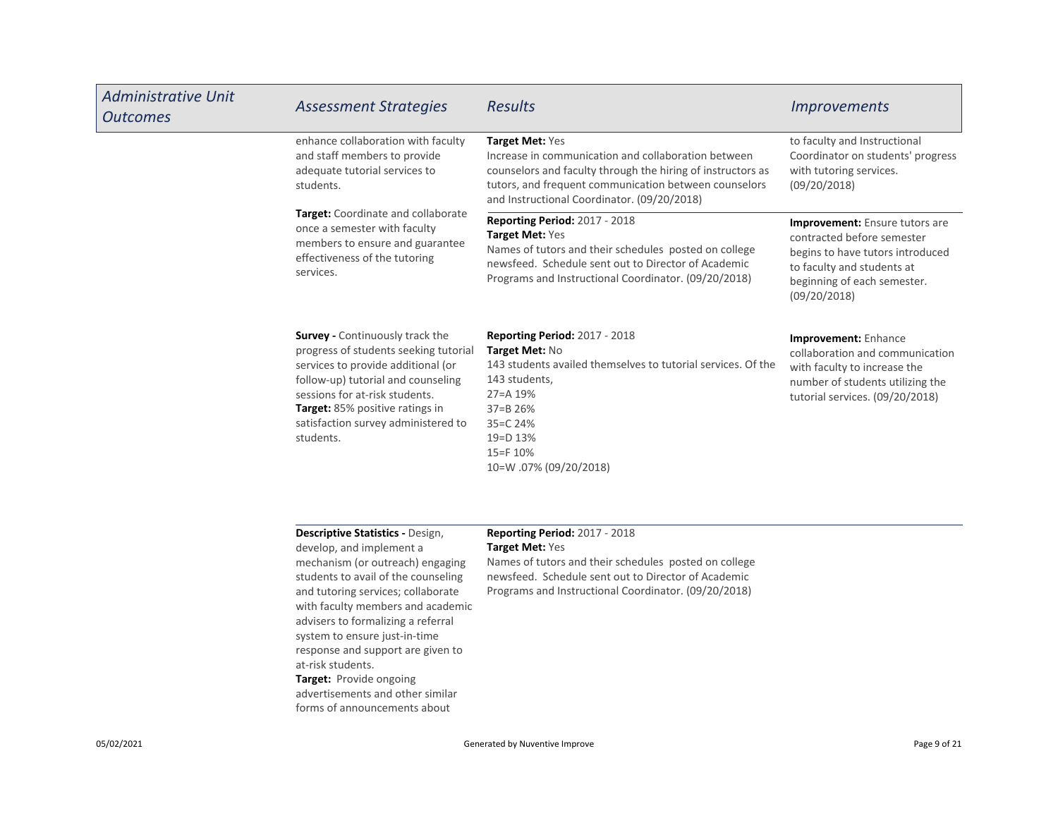| Administrative Unit Outcomes | Assessment Strategies | Results | Improvements |
|---|---|---|---|
| | enhance collaboration with faculty and staff members to provide adequate tutorial services to students. | **Target Met:** Yes<br>Increase in communication and collaboration between counselors and faculty through the hiring of instructors as tutors, and frequent communication between counselors and Instructional Coordinator. (09/20/2018) | to faculty and Instructional Coordinator on students' progress with tutoring services. (09/20/2018) |
| | **Target:** Coordinate and collaborate once a semester with faculty members to ensure and guarantee effectiveness of the tutoring services. | **Reporting Period:** 2017 - 2018<br>**Target Met:** Yes<br>Names of tutors and their schedules posted on college newsfeed. Schedule sent out to Director of Academic Programs and Instructional Coordinator. (09/20/2018) | **Improvement:** Ensure tutors are contracted before semester begins to have tutors introduced to faculty and students at beginning of each semester. (09/20/2018) |
| | **Survey -** Continuously track the progress of students seeking tutorial services to provide additional (or follow-up) tutorial and counseling sessions for at-risk students.<br>**Target:** 85% positive ratings in satisfaction survey administered to students. | **Reporting Period:** 2017 - 2018<br>**Target Met:** No<br>143 students availed themselves to tutorial services. Of the 143 students,<br>27=A 19%<br>37=B 26%<br>35=C 24%<br>19=D 13%<br>15=F 10%<br>10=W .07% (09/20/2018) | **Improvement:** Enhance collaboration and communication with faculty to increase the number of students utilizing the tutorial services. (09/20/2018) |
| | **Descriptive Statistics -** Design, develop, and implement a mechanism (or outreach) engaging students to avail of the counseling and tutoring services; collaborate with faculty members and academic advisers to formalizing a referral system to ensure just-in-time response and support are given to at-risk students.<br>**Target:** Provide ongoing advertisements and other similar forms of announcements about | **Reporting Period:** 2017 - 2018<br>**Target Met:** Yes<br>Names of tutors and their schedules posted on college newsfeed. Schedule sent out to Director of Academic Programs and Instructional Coordinator. (09/20/2018) | |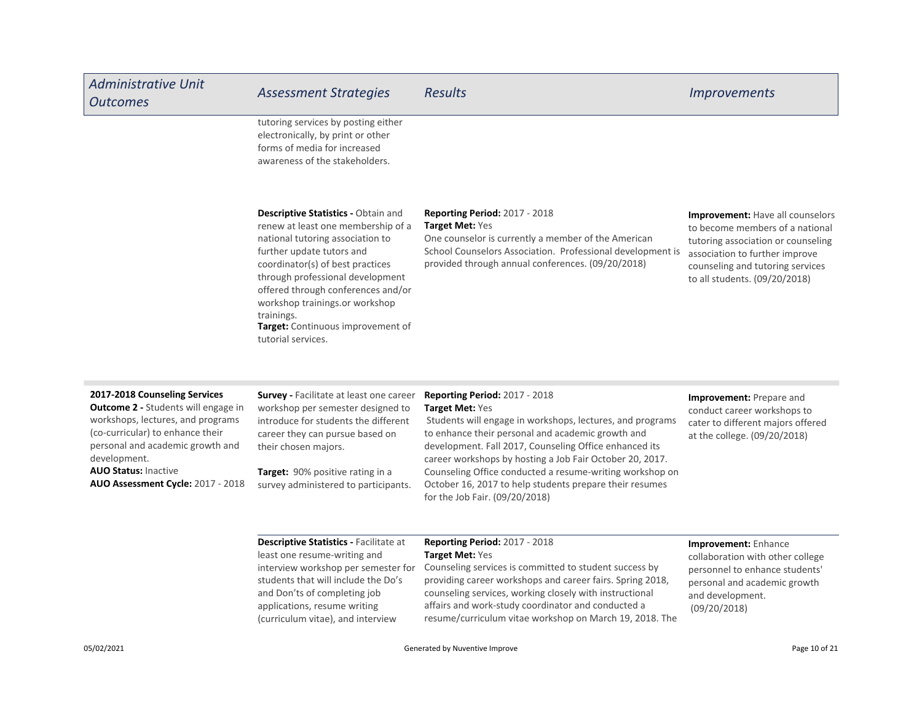| Administrative Unit Outcomes | Assessment Strategies | Results | Improvements |
|---|---|---|---|
| | tutoring services by posting either electronically, by print or other forms of media for increased awareness of the stakeholders. | | |
| | **Descriptive Statistics -** Obtain and renew at least one membership of a national tutoring association to further update tutors and coordinator(s) of best practices through professional development offered through conferences and/or workshop trainings.or workshop trainings.<br>**Target:** Continuous improvement of tutorial services. | **Reporting Period:** 2017 - 2018<br>**Target Met:** Yes<br>One counselor is currently a member of the American School Counselors Association. Professional development is provided through annual conferences. (09/20/2018) | **Improvement:** Have all counselors to become members of a national tutoring association or counseling association to further improve counseling and tutoring services to all students. (09/20/2018) |
| **2017-2018 Counseling Services Outcome 2 -** Students will engage in workshops, lectures, and programs (co-curricular) to enhance their personal and academic growth and development.<br>**AUO Status:** Inactive<br>**AUO Assessment Cycle:** 2017 - 2018 | **Survey -** Facilitate at least one career workshop per semester designed to introduce for students the different career they can pursue based on their chosen majors.<br><br>**Target:** 90% positive rating in a survey administered to participants. | **Reporting Period:** 2017 - 2018<br>**Target Met:** Yes<br>Students will engage in workshops, lectures, and programs to enhance their personal and academic growth and development. Fall 2017, Counseling Office enhanced its career workshops by hosting a Job Fair October 20, 2017. Counseling Office conducted a resume-writing workshop on October 16, 2017 to help students prepare their resumes for the Job Fair. (09/20/2018) | **Improvement:** Prepare and conduct career workshops to cater to different majors offered at the college. (09/20/2018) |
| | **Descriptive Statistics -** Facilitate at least one resume-writing and interview workshop per semester for students that will include the Do's and Don'ts of completing job applications, resume writing (curriculum vitae), and interview | **Reporting Period:** 2017 - 2018<br>**Target Met:** Yes<br>Counseling services is committed to student success by providing career workshops and career fairs. Spring 2018, counseling services, working closely with instructional affairs and work-study coordinator and conducted a resume/curriculum vitae workshop on March 19, 2018. The | **Improvement:** Enhance collaboration with other college personnel to enhance students' personal and academic growth and development.<br>(09/20/2018) |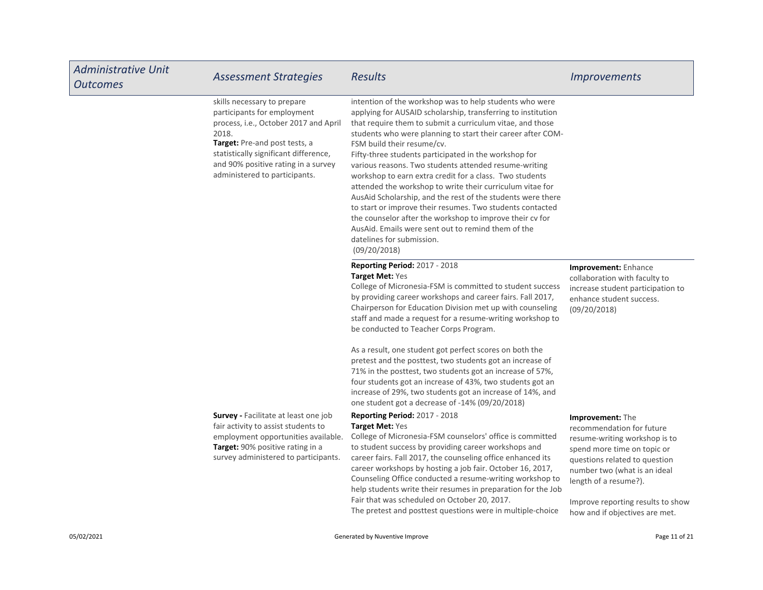| *Administrative Unit Outcomes* | *Assessment Strategies* | *Results* | *Improvements* |
|---|---|---|---|
| | skills necessary to prepare participants for employment process, i.e., October 2017 and April 2018.<br>**Target:** Pre-and post tests, a statistically significant difference, and 90% positive rating in a survey administered to participants. | intention of the workshop was to help students who were applying for AUSAID scholarship, transferring to institution that require them to submit a curriculum vitae, and those students who were planning to start their career after COM-FSM build their resume/cv.<br>Fifty-three students participated in the workshop for various reasons. Two students attended resume-writing workshop to earn extra credit for a class. Two students attended the workshop to write their curriculum vitae for AusAid Scholarship, and the rest of the students were there to start or improve their resumes. Two students contacted the counselor after the workshop to improve their cv for AusAid. Emails were sent out to remind them of the datelines for submission.<br>(09/20/2018) | |
| | | **Reporting Period:** 2017 - 2018<br>**Target Met:** Yes<br>College of Micronesia-FSM is committed to student success by providing career workshops and career fairs. Fall 2017, Chairperson for Education Division met up with counseling staff and made a request for a resume-writing workshop to be conducted to Teacher Corps Program.<br><br>As a result, one student got perfect scores on both the pretest and the posttest, two students got an increase of 71% in the posttest, two students got an increase of 57%, four students got an increase of 43%, two students got an increase of 29%, two students got an increase of 14%, and one student got a decrease of -14% (09/20/2018) | **Improvement:** Enhance collaboration with faculty to increase student participation to enhance student success.<br>(09/20/2018) |
| | **Survey -** Facilitate at least one job fair activity to assist students to employment opportunities available.<br>**Target:** 90% positive rating in a survey administered to participants. | **Reporting Period:** 2017 - 2018<br>**Target Met:** Yes<br>College of Micronesia-FSM counselors' office is committed to student success by providing career workshops and career fairs. Fall 2017, the counseling office enhanced its career workshops by hosting a job fair. October 16, 2017, Counseling Office conducted a resume-writing workshop to help students write their resumes in preparation for the Job Fair that was scheduled on October 20, 2017.<br>The pretest and posttest questions were in multiple-choice | **Improvement:** The recommendation for future resume-writing workshop is to spend more time on topic or questions related to question number two (what is an ideal length of a resume?).<br><br>Improve reporting results to show how and if objectives are met. |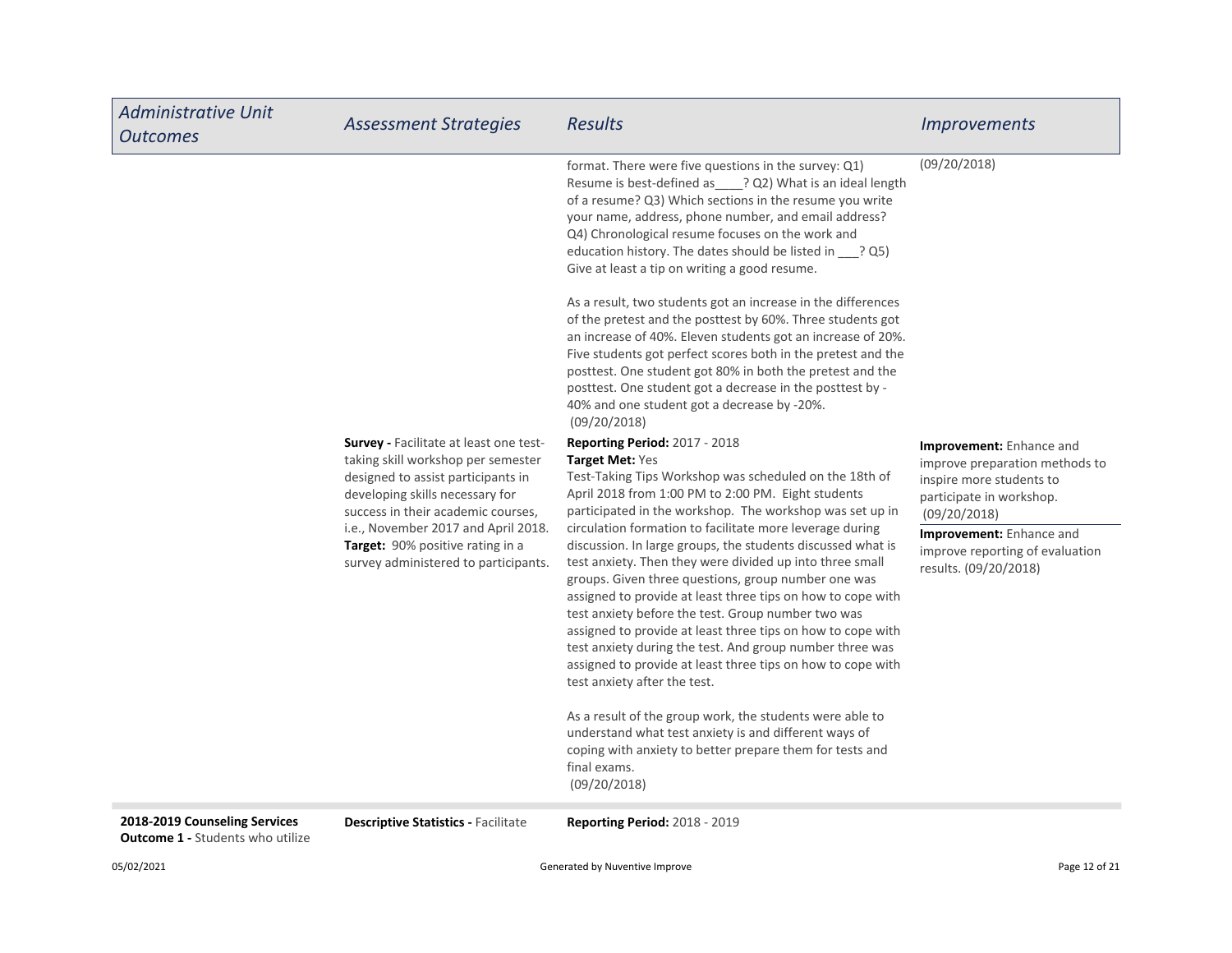| Administrative Unit Outcomes | Assessment Strategies | Results | Improvements |
| --- | --- | --- | --- |
| | | format. There were five questions in the survey: Q1) Resume is best-defined as____? Q2) What is an ideal length of a resume? Q3) Which sections in the resume you write your name, address, phone number, and email address? Q4) Chronological resume focuses on the work and education history. The dates should be listed in ___? Q5) Give at least a tip on writing a good resume.<br><br>As a result, two students got an increase in the differences of the pretest and the posttest by 60%. Three students got an increase of 40%. Eleven students got an increase of 20%. Five students got perfect scores both in the pretest and the posttest. One student got 80% in both the pretest and the posttest. One student got a decrease in the posttest by -40% and one student got a decrease by -20%. (09/20/2018) | (09/20/2018) |
| | **Survey -** Facilitate at least one test-taking skill workshop per semester designed to assist participants in developing skills necessary for success in their academic courses, i.e., November 2017 and April 2018.<br>**Target:** 90% positive rating in a survey administered to participants. | **Reporting Period:** 2017 - 2018<br>**Target Met:** Yes<br>Test-Taking Tips Workshop was scheduled on the 18th of April 2018 from 1:00 PM to 2:00 PM. Eight students participated in the workshop. The workshop was set up in circulation formation to facilitate more leverage during discussion. In large groups, the students discussed what is test anxiety. Then they were divided up into three small groups. Given three questions, group number one was assigned to provide at least three tips on how to cope with test anxiety before the test. Group number two was assigned to provide at least three tips on how to cope with test anxiety during the test. And group number three was assigned to provide at least three tips on how to cope with test anxiety after the test.<br><br>As a result of the group work, the students were able to understand what test anxiety is and different ways of coping with anxiety to better prepare them for tests and final exams. (09/20/2018) | **Improvement:** Enhance and improve preparation methods to inspire more students to participate in workshop. (09/20/2018)<br><br>**Improvement:** Enhance and improve reporting of evaluation results. (09/20/2018) |
| **2018-2019 Counseling Services Outcome 1 -** Students who utilize | **Descriptive Statistics -** Facilitate | **Reporting Period:** 2018 - 2019 | |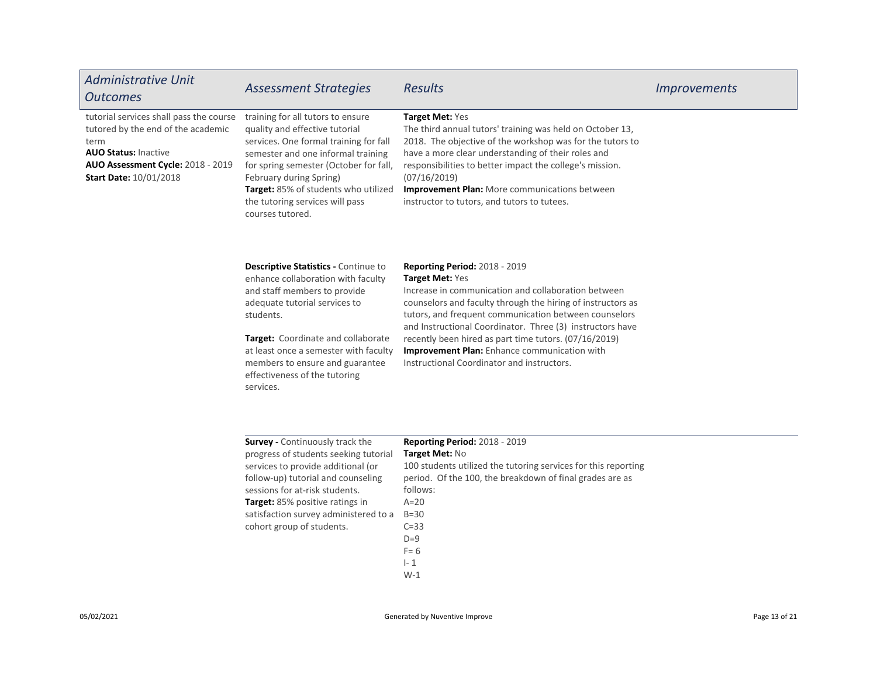| *Administrative Unit Outcomes* | *Assessment Strategies* | *Results* | *Improvements* |
|---|---|---|---|
| tutorial services shall pass the course tutored by the end of the academic term<br>**AUO Status:** Inactive<br>**AUO Assessment Cycle:** 2018 - 2019<br>**Start Date:** 10/01/2018 | training for all tutors to ensure quality and effective tutorial services. One formal training for fall semester and one informal training for spring semester (October for fall, February during Spring)<br>**Target:** 85% of students who utilized the tutoring services will pass courses tutored. | **Target Met:** Yes<br>The third annual tutors' training was held on October 13, 2018. The objective of the workshop was for the tutors to have a more clear understanding of their roles and responsibilities to better impact the college's mission. (07/16/2019)<br>**Improvement Plan:** More communications between instructor to tutors, and tutors to tutees. | |
| | **Descriptive Statistics -** Continue to enhance collaboration with faculty and staff members to provide adequate tutorial services to students.<br><br>**Target:** Coordinate and collaborate at least once a semester with faculty members to ensure and guarantee effectiveness of the tutoring services. | **Reporting Period:** 2018 - 2019<br>**Target Met:** Yes<br>Increase in communication and collaboration between counselors and faculty through the hiring of instructors as tutors, and frequent communication between counselors and Instructional Coordinator. Three (3) instructors have recently been hired as part time tutors. (07/16/2019)<br>**Improvement Plan:** Enhance communication with Instructional Coordinator and instructors. | |
| | **Survey -** Continuously track the progress of students seeking tutorial services to provide additional (or follow-up) tutorial and counseling sessions for at-risk students.<br>**Target:** 85% positive ratings in satisfaction survey administered to a cohort group of students. | **Reporting Period:** 2018 - 2019<br>**Target Met:** No<br>100 students utilized the tutoring services for this reporting period. Of the 100, the breakdown of final grades are as follows:<br>A=20<br>B=30<br>C=33<br>D=9<br>F= 6<br>I- 1<br>W-1 | |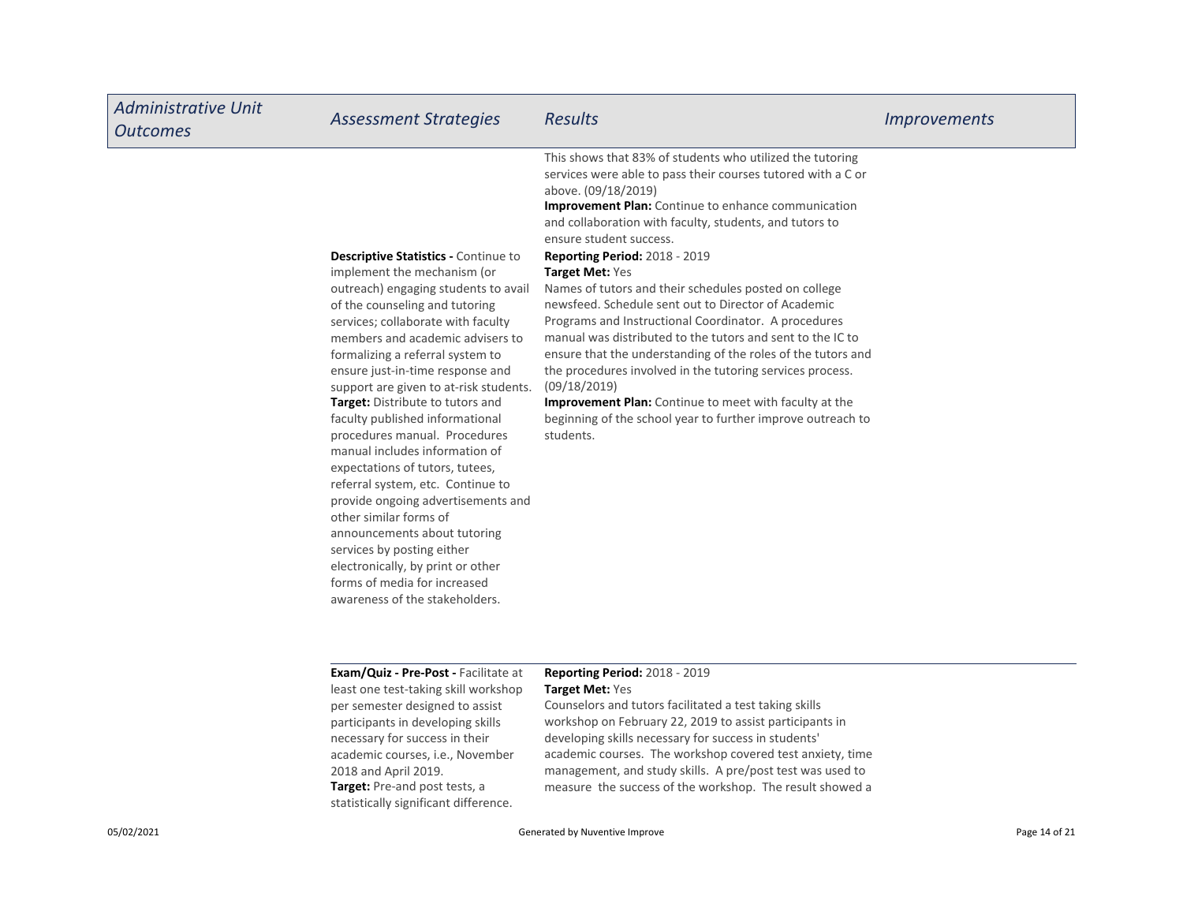| *Administrative Unit Outcomes* | *Assessment Strategies* | *Results* | *Improvements* |
|---|---|---|---|
| | | This shows that 83% of students who utilized the tutoring services were able to pass their courses tutored with a C or above. (09/18/2019)<br>**Improvement Plan:** Continue to enhance communication and collaboration with faculty, students, and tutors to ensure student success. | |
| | **Descriptive Statistics -** Continue to implement the mechanism (or outreach) engaging students to avail of the counseling and tutoring services; collaborate with faculty members and academic advisers to formalizing a referral system to ensure just-in-time response and support are given to at-risk students.<br>**Target:** Distribute to tutors and faculty published informational procedures manual. Procedures manual includes information of expectations of tutors, tutees, referral system, etc. Continue to provide ongoing advertisements and other similar forms of announcements about tutoring services by posting either electronically, by print or other forms of media for increased awareness of the stakeholders. | **Reporting Period:** 2018 - 2019<br>**Target Met:** Yes<br>Names of tutors and their schedules posted on college newsfeed. Schedule sent out to Director of Academic Programs and Instructional Coordinator. A procedures manual was distributed to the tutors and sent to the IC to ensure that the understanding of the roles of the tutors and the procedures involved in the tutoring services process. (09/18/2019)<br>**Improvement Plan:** Continue to meet with faculty at the beginning of the school year to further improve outreach to students. | |
| | **Exam/Quiz - Pre-Post -** Facilitate at least one test-taking skill workshop per semester designed to assist participants in developing skills necessary for success in their academic courses, i.e., November 2018 and April 2019.<br>**Target:** Pre-and post tests, a statistically significant difference. | **Reporting Period:** 2018 - 2019<br>**Target Met:** Yes<br>Counselors and tutors facilitated a test taking skills workshop on February 22, 2019 to assist participants in developing skills necessary for success in students' academic courses. The workshop covered test anxiety, time management, and study skills. A pre/post test was used to measure the success of the workshop. The result showed a | |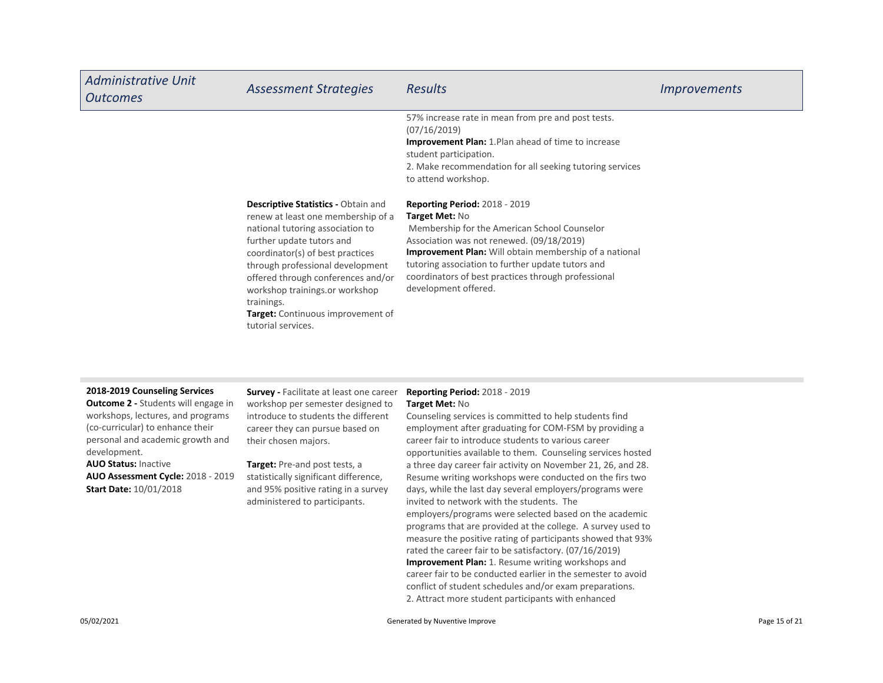| Administrative Unit Outcomes | Assessment Strategies | Results | Improvements |
| --- | --- | --- | --- |
| | | 57% increase rate in mean from pre and post tests. (07/16/2019)<br>**Improvement Plan:** 1.Plan ahead of time to increase student participation.<br>2. Make recommendation for all seeking tutoring services to attend workshop. | |
| | **Descriptive Statistics -** Obtain and renew at least one membership of a national tutoring association to further update tutors and coordinator(s) of best practices through professional development offered through conferences and/or workshop trainings.or workshop trainings.<br>**Target:** Continuous improvement of tutorial services. | **Reporting Period:** 2018 - 2019<br>**Target Met:** No<br>Membership for the American School Counselor Association was not renewed. (09/18/2019)<br>**Improvement Plan:** Will obtain membership of a national tutoring association to further update tutors and coordinators of best practices through professional development offered. | |
| **2018-2019 Counseling Services**<br>**Outcome 2 -** Students will engage in workshops, lectures, and programs (co-curricular) to enhance their personal and academic growth and development.<br>**AUO Status:** Inactive<br>**AUO Assessment Cycle:** 2018 - 2019<br>**Start Date:** 10/01/2018 | **Survey -** Facilitate at least one career workshop per semester designed to introduce to students the different career they can pursue based on their chosen majors.<br><br>**Target:** Pre-and post tests, a statistically significant difference, and 95% positive rating in a survey administered to participants. | **Reporting Period:** 2018 - 2019<br>**Target Met:** No<br>Counseling services is committed to help students find employment after graduating for COM-FSM by providing a career fair to introduce students to various career opportunities available to them. Counseling services hosted a three day career fair activity on November 21, 26, and 28. Resume writing workshops were conducted on the firs two days, while the last day several employers/programs were invited to network with the students. The employers/programs were selected based on the academic programs that are provided at the college. A survey used to measure the positive rating of participants showed that 93% rated the career fair to be satisfactory. (07/16/2019)<br>**Improvement Plan:** 1. Resume writing workshops and career fair to be conducted earlier in the semester to avoid conflict of student schedules and/or exam preparations.<br>2. Attract more student participants with enhanced | |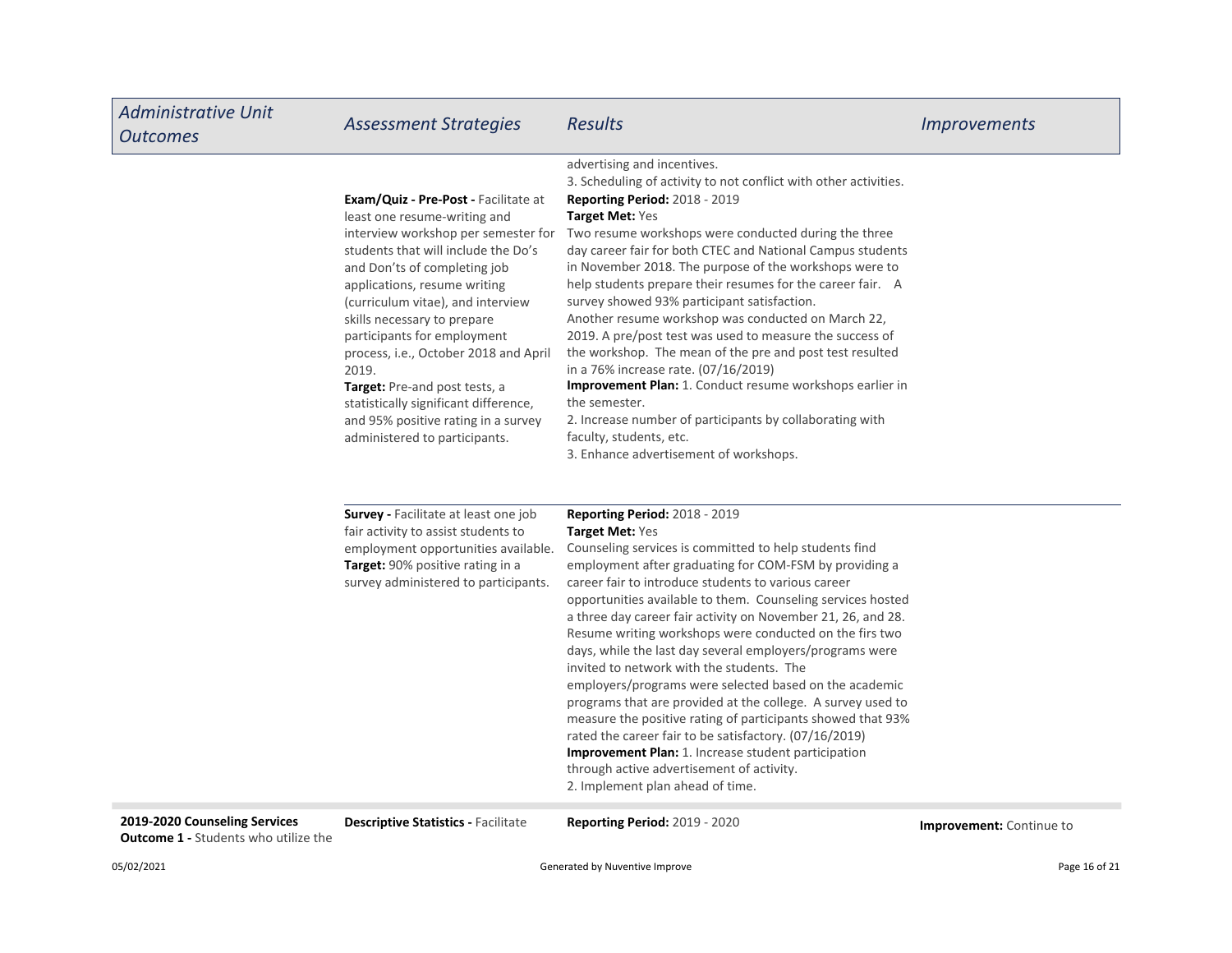| Administrative Unit Outcomes | Assessment Strategies | Results | Improvements |
|---|---|---|---|
| | | advertising and incentives.<br>3. Scheduling of activity to not conflict with other activities. | |
| | **Exam/Quiz - Pre-Post -** Facilitate at least one resume-writing and interview workshop per semester for students that will include the Do's and Don'ts of completing job applications, resume writing (curriculum vitae), and interview skills necessary to prepare participants for employment process, i.e., October 2018 and April 2019.<br>**Target:** Pre-and post tests, a statistically significant difference, and 95% positive rating in a survey administered to participants. | **Reporting Period:** 2018 - 2019<br>**Target Met:** Yes<br>Two resume workshops were conducted during the three day career fair for both CTEC and National Campus students in November 2018. The purpose of the workshops were to help students prepare their resumes for the career fair. A survey showed 93% participant satisfaction.<br>Another resume workshop was conducted on March 22, 2019. A pre/post test was used to measure the success of the workshop. The mean of the pre and post test resulted in a 76% increase rate. (07/16/2019)<br>**Improvement Plan:** 1. Conduct resume workshops earlier in the semester.<br>2. Increase number of participants by collaborating with faculty, students, etc.<br>3. Enhance advertisement of workshops. | |
| | **Survey -** Facilitate at least one job fair activity to assist students to employment opportunities available.<br>**Target:** 90% positive rating in a survey administered to participants. | **Reporting Period:** 2018 - 2019<br>**Target Met:** Yes<br>Counseling services is committed to help students find employment after graduating for COM-FSM by providing a career fair to introduce students to various career opportunities available to them. Counseling services hosted a three day career fair activity on November 21, 26, and 28. Resume writing workshops were conducted on the firs two days, while the last day several employers/programs were invited to network with the students. The employers/programs were selected based on the academic programs that are provided at the college. A survey used to measure the positive rating of participants showed that 93% rated the career fair to be satisfactory. (07/16/2019)<br>**Improvement Plan:** 1. Increase student participation through active advertisement of activity.<br>2. Implement plan ahead of time. | |
| **2019-2020 Counseling Services Outcome 1 -** Students who utilize the | **Descriptive Statistics -** Facilitate | **Reporting Period:** 2019 - 2020 | **Improvement:** Continue to |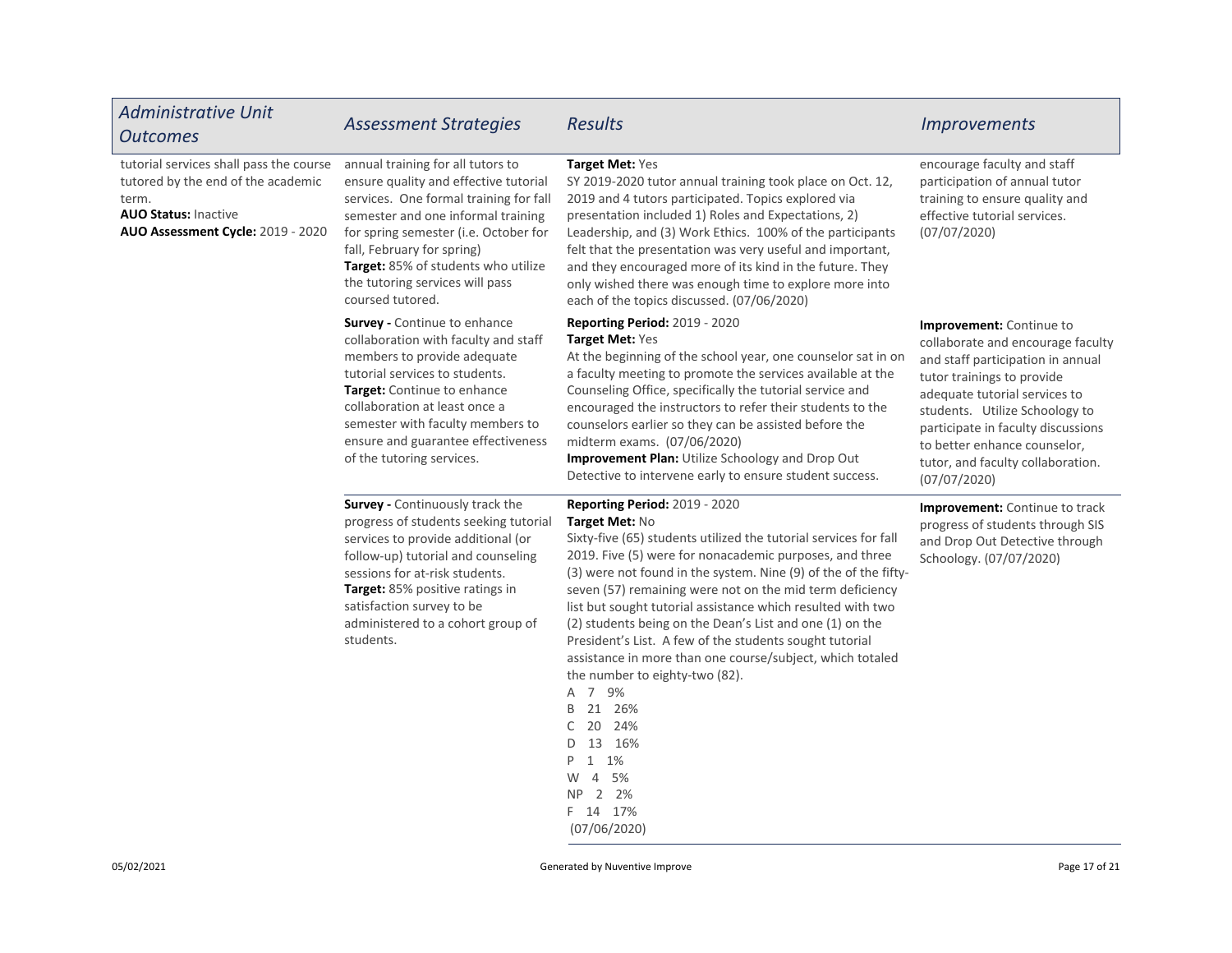| Administrative Unit Outcomes | Assessment Strategies | Results | Improvements |
|---|---|---|---|
| tutorial services shall pass the course tutored by the end of the academic term.<br>**AUO Status:** Inactive<br>**AUO Assessment Cycle:** 2019 - 2020 | annual training for all tutors to ensure quality and effective tutorial services. One formal training for fall semester and one informal training for spring semester (i.e. October for fall, February for spring)<br>**Target:** 85% of students who utilize the tutoring services will pass coursed tutored. | **Target Met:** Yes<br>SY 2019-2020 tutor annual training took place on Oct. 12, 2019 and 4 tutors participated. Topics explored via presentation included 1) Roles and Expectations, 2) Leadership, and (3) Work Ethics. 100% of the participants felt that the presentation was very useful and important, and they encouraged more of its kind in the future. They only wished there was enough time to explore more into each of the topics discussed. (07/06/2020) | encourage faculty and staff participation of annual tutor training to ensure quality and effective tutorial services. (07/07/2020) |
| | **Survey -** Continue to enhance collaboration with faculty and staff members to provide adequate tutorial services to students.<br>**Target:** Continue to enhance collaboration at least once a semester with faculty members to ensure and guarantee effectiveness of the tutoring services. | **Reporting Period:** 2019 - 2020<br>**Target Met:** Yes<br>At the beginning of the school year, one counselor sat in on a faculty meeting to promote the services available at the Counseling Office, specifically the tutorial service and encouraged the instructors to refer their students to the counselors earlier so they can be assisted before the midterm exams. (07/06/2020)<br>**Improvement Plan:** Utilize Schoology and Drop Out Detective to intervene early to ensure student success. | **Improvement:** Continue to collaborate and encourage faculty and staff participation in annual tutor trainings to provide adequate tutorial services to students. Utilize Schoology to participate in faculty discussions to better enhance counselor, tutor, and faculty collaboration. (07/07/2020) |
| | **Survey -** Continuously track the progress of students seeking tutorial services to provide additional (or follow-up) tutorial and counseling sessions for at-risk students.<br>**Target:** 85% positive ratings in satisfaction survey to be administered to a cohort group of students. | **Reporting Period:** 2019 - 2020<br>**Target Met:** No<br>Sixty-five (65) students utilized the tutorial services for fall 2019. Five (5) were for nonacademic purposes, and three (3) were not found in the system. Nine (9) of the of the fifty-seven (57) remaining were not on the mid term deficiency list but sought tutorial assistance which resulted with two (2) students being on the Dean's List and one (1) on the President's List. A few of the students sought tutorial assistance in more than one course/subject, which totaled the number to eighty-two (82).<br>A 7 9%<br>B 21 26%<br>C 20 24%<br>D 13 16%<br>P 1 1%<br>W 4 5%<br>NP 2 2%<br>F 14 17%<br>(07/06/2020) | **Improvement:** Continue to track progress of students through SIS and Drop Out Detective through Schoology. (07/07/2020) |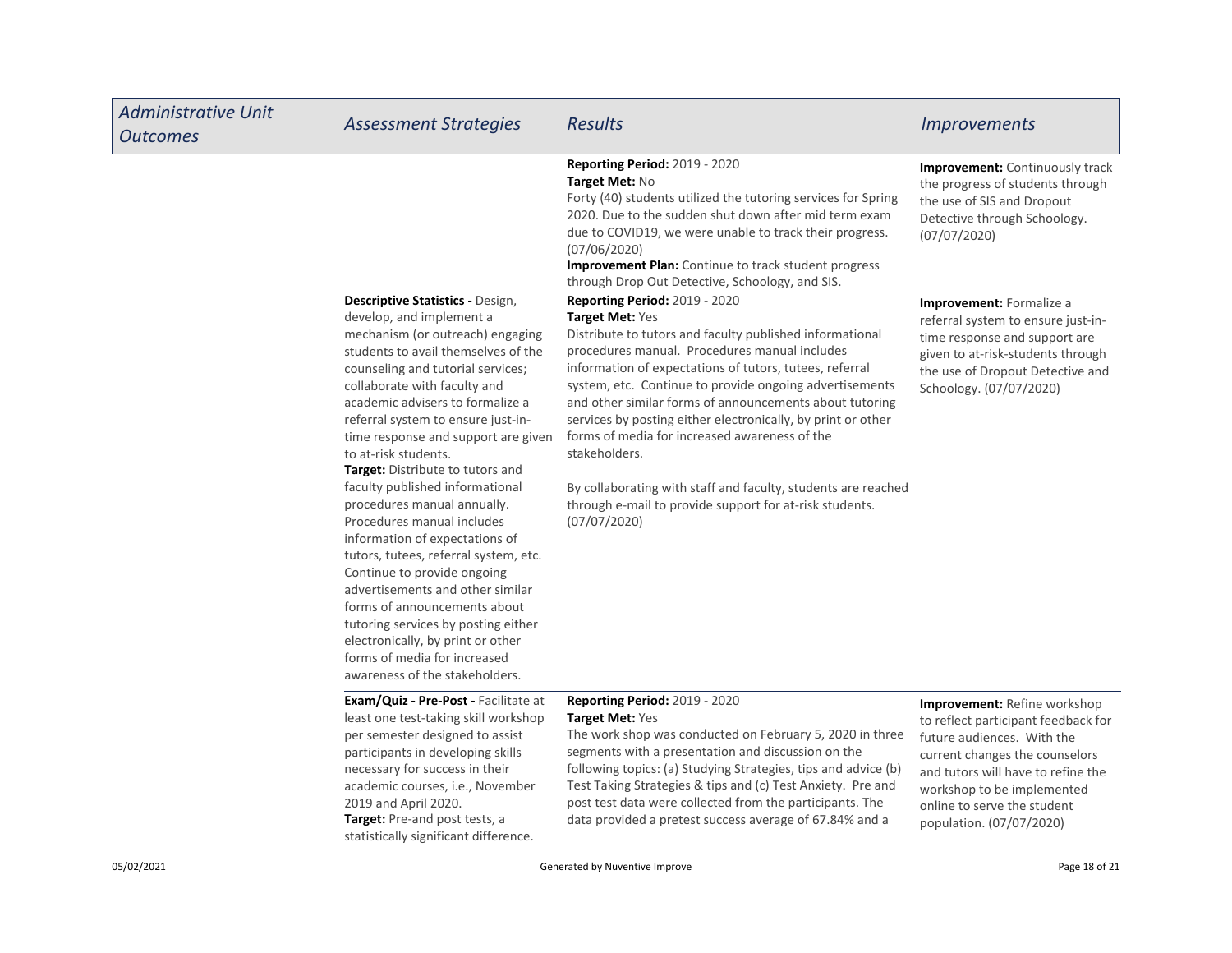| *Administrative Unit Outcomes* | *Assessment Strategies* | *Results* | *Improvements* |
|---|---|---|---|
| | | **Reporting Period:** 2019 - 2020<br>**Target Met:** No<br>Forty (40) students utilized the tutoring services for Spring 2020. Due to the sudden shut down after mid term exam due to COVID19, we were unable to track their progress. (07/06/2020)<br>**Improvement Plan:** Continue to track student progress through Drop Out Detective, Schoology, and SIS. | **Improvement:** Continuously track the progress of students through the use of SIS and Dropout Detective through Schoology. (07/07/2020) |
| | **Descriptive Statistics -** Design, develop, and implement a mechanism (or outreach) engaging students to avail themselves of the counseling and tutorial services; collaborate with faculty and academic advisers to formalize a referral system to ensure just-in-time response and support are given to at-risk students.<br>**Target:** Distribute to tutors and faculty published informational procedures manual annually. Procedures manual includes information of expectations of tutors, tutees, referral system, etc. Continue to provide ongoing advertisements and other similar forms of announcements about tutoring services by posting either electronically, by print or other forms of media for increased awareness of the stakeholders. | **Reporting Period:** 2019 - 2020<br>**Target Met:** Yes<br>Distribute to tutors and faculty published informational procedures manual. Procedures manual includes information of expectations of tutors, tutees, referral system, etc. Continue to provide ongoing advertisements and other similar forms of announcements about tutoring services by posting either electronically, by print or other forms of media for increased awareness of the stakeholders.<br><br>By collaborating with staff and faculty, students are reached through e-mail to provide support for at-risk students. (07/07/2020) | **Improvement:** Formalize a referral system to ensure just-in-time response and support are given to at-risk-students through the use of Dropout Detective and Schoology. (07/07/2020) |
| | **Exam/Quiz - Pre-Post -** Facilitate at least one test-taking skill workshop per semester designed to assist participants in developing skills necessary for success in their academic courses, i.e., November 2019 and April 2020.<br>**Target:** Pre-and post tests, a statistically significant difference. | **Reporting Period:** 2019 - 2020<br>**Target Met:** Yes<br>The work shop was conducted on February 5, 2020 in three segments with a presentation and discussion on the following topics: (a) Studying Strategies, tips and advice (b) Test Taking Strategies & tips and (c) Test Anxiety. Pre and post test data were collected from the participants. The data provided a pretest success average of 67.84% and a | **Improvement:** Refine workshop to reflect participant feedback for future audiences. With the current changes the counselors and tutors will have to refine the workshop to be implemented online to serve the student population. (07/07/2020) |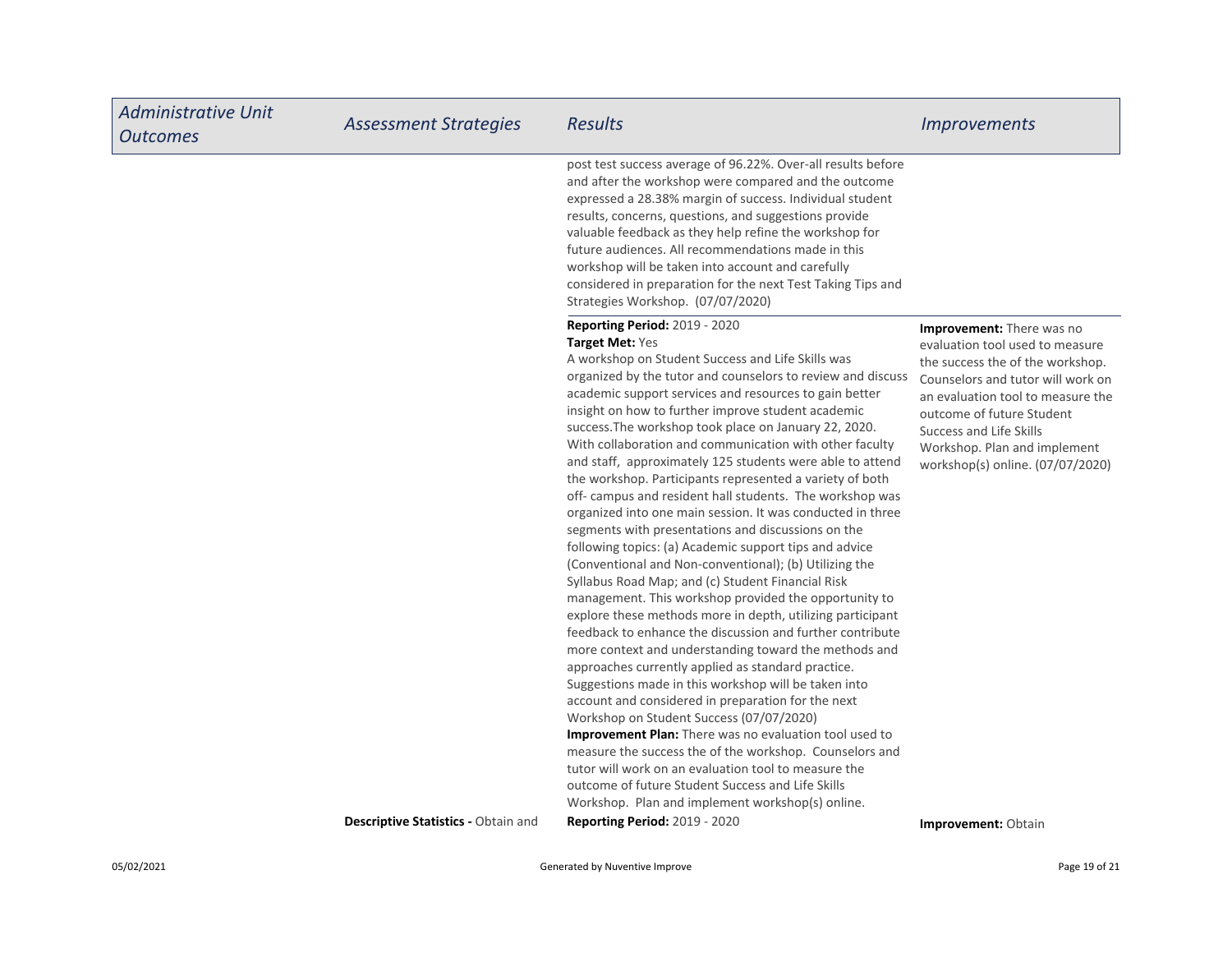| Administrative Unit Outcomes | Assessment Strategies | Results | Improvements |
|---|---|---|---|
| | | post test success average of 96.22%. Over-all results before and after the workshop were compared and the outcome expressed a 28.38% margin of success. Individual student results, concerns, questions, and suggestions provide valuable feedback as they help refine the workshop for future audiences. All recommendations made in this workshop will be taken into account and carefully considered in preparation for the next Test Taking Tips and Strategies Workshop. (07/07/2020) | |
| | | **Reporting Period:** 2019 - 2020<br>**Target Met:** Yes<br>A workshop on Student Success and Life Skills was organized by the tutor and counselors to review and discuss academic support services and resources to gain better insight on how to further improve student academic success.The workshop took place on January 22, 2020. With collaboration and communication with other faculty and staff, approximately 125 students were able to attend the workshop. Participants represented a variety of both off- campus and resident hall students. The workshop was organized into one main session. It was conducted in three segments with presentations and discussions on the following topics: (a) Academic support tips and advice (Conventional and Non-conventional); (b) Utilizing the Syllabus Road Map; and (c) Student Financial Risk management. This workshop provided the opportunity to explore these methods more in depth, utilizing participant feedback to enhance the discussion and further contribute more context and understanding toward the methods and approaches currently applied as standard practice. Suggestions made in this workshop will be taken into account and considered in preparation for the next Workshop on Student Success (07/07/2020)<br>**Improvement Plan:** There was no evaluation tool used to measure the success the of the workshop. Counselors and tutor will work on an evaluation tool to measure the outcome of future Student Success and Life Skills Workshop. Plan and implement workshop(s) online. | **Improvement:** There was no evaluation tool used to measure the success the of the workshop. Counselors and tutor will work on an evaluation tool to measure the outcome of future Student Success and Life Skills Workshop. Plan and implement workshop(s) online. (07/07/2020) |
| | **Descriptive Statistics -** Obtain and | **Reporting Period:** 2019 - 2020 | **Improvement:** Obtain |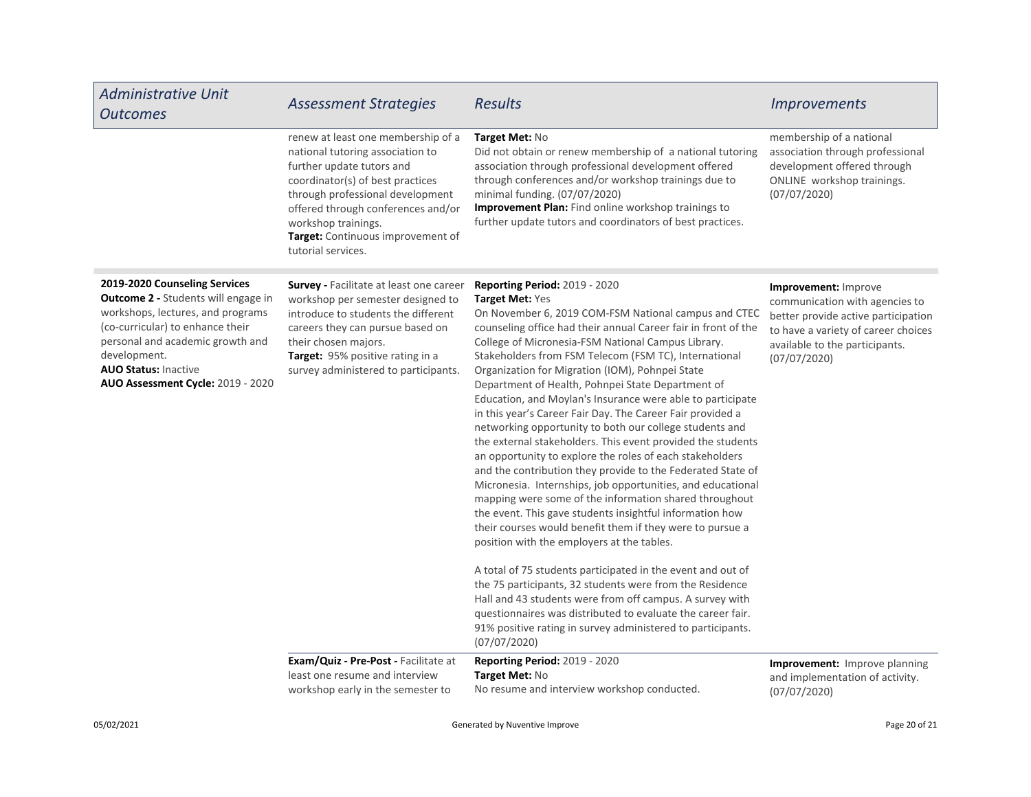| Administrative Unit Outcomes | Assessment Strategies | Results | Improvements |
| --- | --- | --- | --- |
| | renew at least one membership of a national tutoring association to further update tutors and coordinator(s) of best practices through professional development offered through conferences and/or workshop trainings.<br>**Target:** Continuous improvement of tutorial services. | **Target Met:** No<br>Did not obtain or renew membership of a national tutoring association through professional development offered through conferences and/or workshop trainings due to minimal funding. (07/07/2020)<br>**Improvement Plan:** Find online workshop trainings to further update tutors and coordinators of best practices. | membership of a national association through professional development offered through ONLINE workshop trainings. (07/07/2020) |
| **2019-2020 Counseling Services**<br>**Outcome 2 -** Students will engage in workshops, lectures, and programs (co-curricular) to enhance their personal and academic growth and development.<br>**AUO Status:** Inactive<br>**AUO Assessment Cycle:** 2019 - 2020 | **Survey -** Facilitate at least one career workshop per semester designed to introduce to students the different careers they can pursue based on their chosen majors.<br>**Target:** 95% positive rating in a survey administered to participants. | **Reporting Period:** 2019 - 2020<br>**Target Met:** Yes<br>On November 6, 2019 COM-FSM National campus and CTEC counseling office had their annual Career fair in front of the College of Micronesia-FSM National Campus Library. Stakeholders from FSM Telecom (FSM TC), International Organization for Migration (IOM), Pohnpei State Department of Health, Pohnpei State Department of Education, and Moylan's Insurance were able to participate in this year's Career Fair Day. The Career Fair provided a networking opportunity to both our college students and the external stakeholders. This event provided the students an opportunity to explore the roles of each stakeholders and the contribution they provide to the Federated State of Micronesia. Internships, job opportunities, and educational mapping were some of the information shared throughout the event. This gave students insightful information how their courses would benefit them if they were to pursue a position with the employers at the tables.<br><br>A total of 75 students participated in the event and out of the 75 participants, 32 students were from the Residence Hall and 43 students were from off campus. A survey with questionnaires was distributed to evaluate the career fair. 91% positive rating in survey administered to participants. (07/07/2020) | **Improvement:** Improve communication with agencies to better provide active participation to have a variety of career choices available to the participants. (07/07/2020) |
| | **Exam/Quiz - Pre-Post -** Facilitate at least one resume and interview workshop early in the semester to | **Reporting Period:** 2019 - 2020<br>**Target Met:** No<br>No resume and interview workshop conducted. | **Improvement:** Improve planning and implementation of activity. (07/07/2020) |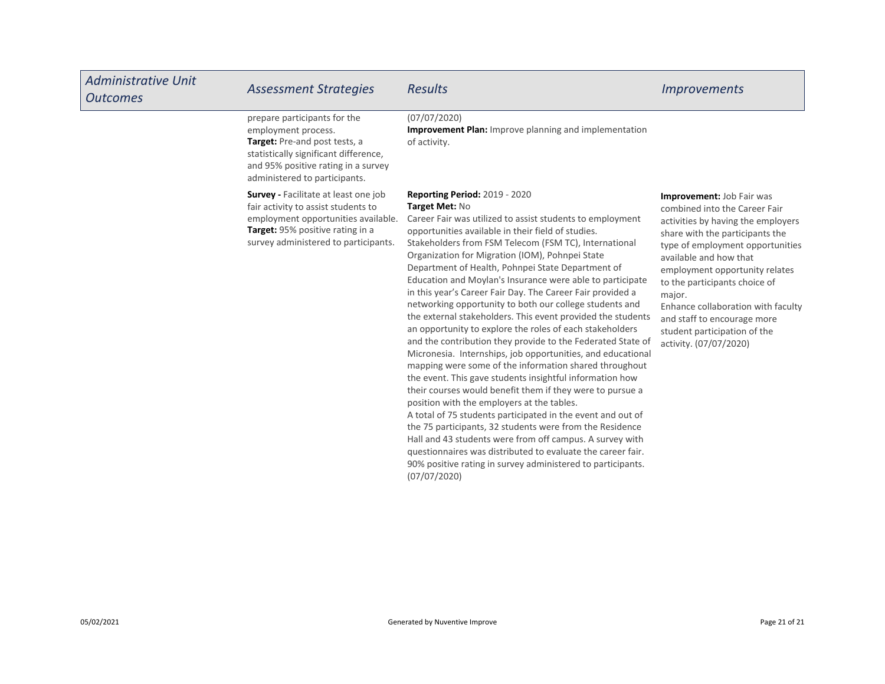| *Administrative Unit Outcomes* | *Assessment Strategies* | *Results* | *Improvements* |
|---|---|---|---|
| | prepare participants for the employment process.<br>**Target:** Pre-and post tests, a statistically significant difference, and 95% positive rating in a survey administered to participants. | (07/07/2020)<br>**Improvement Plan:** Improve planning and implementation of activity. | |
| | **Survey -** Facilitate at least one job fair activity to assist students to employment opportunities available.<br>**Target:** 95% positive rating in a survey administered to participants. | **Reporting Period:** 2019 - 2020<br>**Target Met:** No<br>Career Fair was utilized to assist students to employment opportunities available in their field of studies. Stakeholders from FSM Telecom (FSM TC), International Organization for Migration (IOM), Pohnpei State Department of Health, Pohnpei State Department of Education and Moylan's Insurance were able to participate in this year's Career Fair Day. The Career Fair provided a networking opportunity to both our college students and the external stakeholders. This event provided the students an opportunity to explore the roles of each stakeholders and the contribution they provide to the Federated State of Micronesia. Internships, job opportunities, and educational mapping were some of the information shared throughout the event. This gave students insightful information how their courses would benefit them if they were to pursue a position with the employers at the tables.<br>A total of 75 students participated in the event and out of the 75 participants, 32 students were from the Residence Hall and 43 students were from off campus. A survey with questionnaires was distributed to evaluate the career fair. 90% positive rating in survey administered to participants. (07/07/2020) | **Improvement:** Job Fair was combined into the Career Fair activities by having the employers share with the participants the type of employment opportunities available and how that employment opportunity relates to the participants choice of major.<br>Enhance collaboration with faculty and staff to encourage more student participation of the activity. (07/07/2020) |